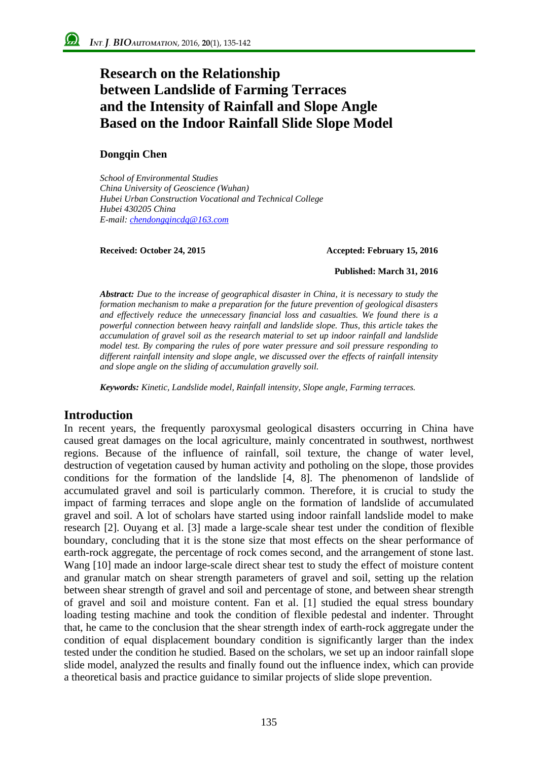# Research on the Relationship between Landslide of Farming Terraces and the Intensity of Rainfall and Slope Angle Based on the Indoor Rainfall Slide Slope Model

**Dongqin Chen**

*School of Environmental Studies*
*China University of Geoscience (Wuhan)*
*Hubei Urban Construction Vocational and Technical College*
*Hubei 430205 China*
*E-mail: chendongqincdq@163.com*

**Received: October 24, 2015** **Accepted: February 15, 2016**

**Published: March 31, 2016**

***Abstract:*** *Due to the increase of geographical disaster in China, it is necessary to study the formation mechanism to make a preparation for the future prevention of geological disasters and effectively reduce the unnecessary financial loss and casualties. We found there is a powerful connection between heavy rainfall and landslide slope. Thus, this article takes the accumulation of gravel soil as the research material to set up indoor rainfall and landslide model test. By comparing the rules of pore water pressure and soil pressure responding to different rainfall intensity and slope angle, we discussed over the effects of rainfall intensity and slope angle on the sliding of accumulation gravelly soil.*

***Keywords:*** *Kinetic, Landslide model, Rainfall intensity, Slope angle, Farming terraces.*

## Introduction

In recent years, the frequently paroxysmal geological disasters occurring in China have caused great damages on the local agriculture, mainly concentrated in southwest, northwest regions. Because of the influence of rainfall, soil texture, the change of water level, destruction of vegetation caused by human activity and potholing on the slope, those provides conditions for the formation of the landslide [4, 8]. The phenomenon of landslide of accumulated gravel and soil is particularly common. Therefore, it is crucial to study the impact of farming terraces and slope angle on the formation of landslide of accumulated gravel and soil. A lot of scholars have started using indoor rainfall landslide model to make research [2]. Ouyang et al. [3] made a large-scale shear test under the condition of flexible boundary, concluding that it is the stone size that most effects on the shear performance of earth-rock aggregate, the percentage of rock comes second, and the arrangement of stone last. Wang [10] made an indoor large-scale direct shear test to study the effect of moisture content and granular match on shear strength parameters of gravel and soil, setting up the relation between shear strength of gravel and soil and percentage of stone, and between shear strength of gravel and soil and moisture content. Fan et al. [1] studied the equal stress boundary loading testing machine and took the condition of flexible pedestal and indenter. Throught that, he came to the conclusion that the shear strength index of earth-rock aggregate under the condition of equal displacement boundary condition is significantly larger than the index tested under the condition he studied. Based on the scholars, we set up an indoor rainfall slope slide model, analyzed the results and finally found out the influence index, which can provide a theoretical basis and practice guidance to similar projects of slide slope prevention.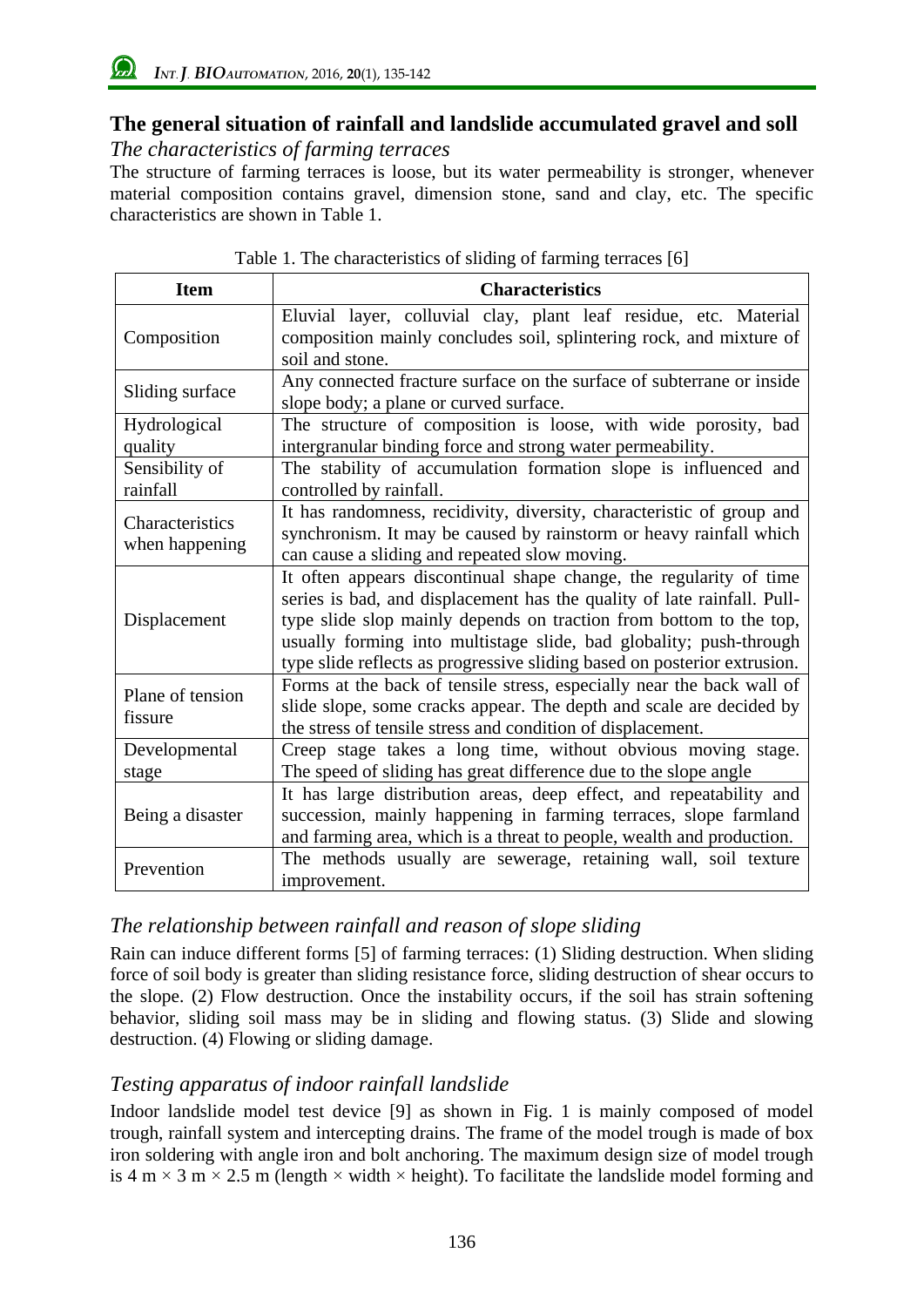## The general situation of rainfall and landslide accumulated gravel and soll

### *The characteristics of farming terraces*

The structure of farming terraces is loose, but its water permeability is stronger, whenever material composition contains gravel, dimension stone, sand and clay, etc. The specific characteristics are shown in Table 1.

Table 1. The characteristics of sliding of farming terraces [6]

| Item | Characteristics |
|---|---|
| Composition | Eluvial layer, colluvial clay, plant leaf residue, etc. Material composition mainly concludes soil, splintering rock, and mixture of soil and stone. |
| Sliding surface | Any connected fracture surface on the surface of subterrane or inside slope body; a plane or curved surface. |
| Hydrological quality | The structure of composition is loose, with wide porosity, bad intergranular binding force and strong water permeability. |
| Sensibility of rainfall | The stability of accumulation formation slope is influenced and controlled by rainfall. |
| Characteristics when happening | It has randomness, recidivity, diversity, characteristic of group and synchronism. It may be caused by rainstorm or heavy rainfall which can cause a sliding and repeated slow moving. |
| Displacement | It often appears discontinual shape change, the regularity of time series is bad, and displacement has the quality of late rainfall. Pull-type slide slop mainly depends on traction from bottom to the top, usually forming into multistage slide, bad globality; push-through type slide reflects as progressive sliding based on posterior extrusion. |
| Plane of tension fissure | Forms at the back of tensile stress, especially near the back wall of slide slope, some cracks appear. The depth and scale are decided by the stress of tensile stress and condition of displacement. |
| Developmental stage | Creep stage takes a long time, without obvious moving stage. The speed of sliding has great difference due to the slope angle |
| Being a disaster | It has large distribution areas, deep effect, and repeatability and succession, mainly happening in farming terraces, slope farmland and farming area, which is a threat to people, wealth and production. |
| Prevention | The methods usually are sewerage, retaining wall, soil texture improvement. |

### *The relationship between rainfall and reason of slope sliding*

Rain can induce different forms [5] of farming terraces: (1) Sliding destruction. When sliding force of soil body is greater than sliding resistance force, sliding destruction of shear occurs to the slope. (2) Flow destruction. Once the instability occurs, if the soil has strain softening behavior, sliding soil mass may be in sliding and flowing status. (3) Slide and slowing destruction. (4) Flowing or sliding damage.

### *Testing apparatus of indoor rainfall landslide*

Indoor landslide model test device [9] as shown in Fig. 1 is mainly composed of model trough, rainfall system and intercepting drains. The frame of the model trough is made of box iron soldering with angle iron and bolt anchoring. The maximum design size of model trough is 4 m × 3 m × 2.5 m (length × width × height). To facilitate the landslide model forming and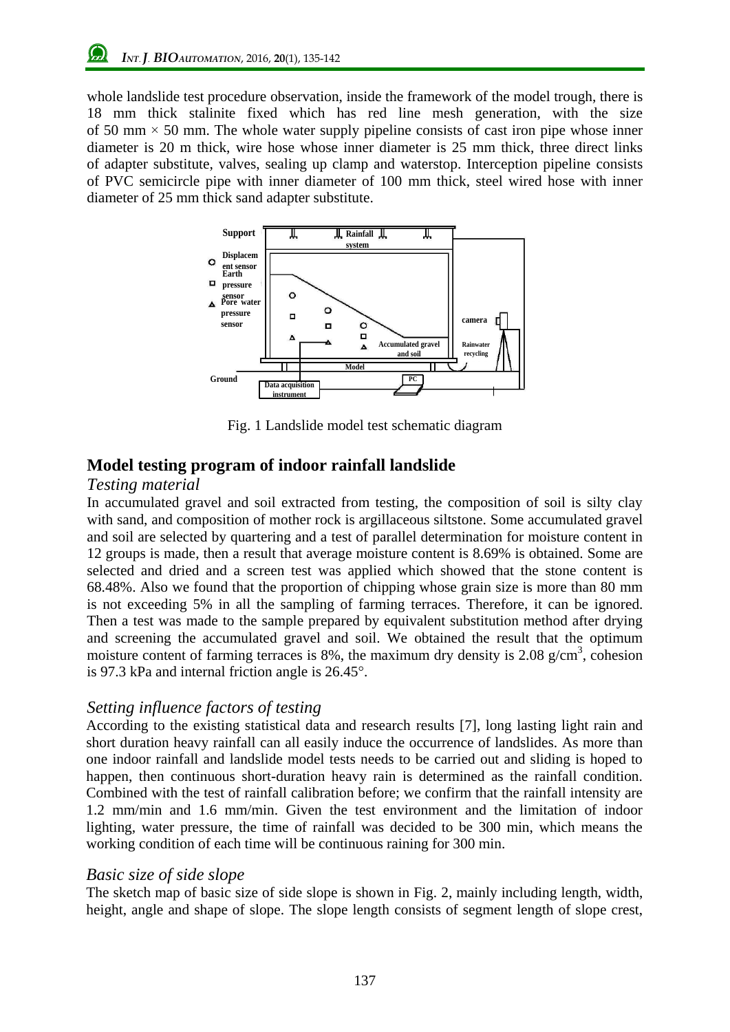whole landslide test procedure observation, inside the framework of the model trough, there is 18 mm thick stalinite fixed which has red line mesh generation, with the size of 50 mm × 50 mm. The whole water supply pipeline consists of cast iron pipe whose inner diameter is 20 m thick, wire hose whose inner diameter is 25 mm thick, three direct links of adapter substitute, valves, sealing up clamp and waterstop. Interception pipeline consists of PVC semicircle pipe with inner diameter of 100 mm thick, steel wired hose with inner diameter of 25 mm thick sand adapter substitute.

Fig. 1 Landslide model test schematic diagram

## Model testing program of indoor rainfall landslide

### *Testing material*

In accumulated gravel and soil extracted from testing, the composition of soil is silty clay with sand, and composition of mother rock is argillaceous siltstone. Some accumulated gravel and soil are selected by quartering and a test of parallel determination for moisture content in 12 groups is made, then a result that average moisture content is 8.69% is obtained. Some are selected and dried and a screen test was applied which showed that the stone content is 68.48%. Also we found that the proportion of chipping whose grain size is more than 80 mm is not exceeding 5% in all the sampling of farming terraces. Therefore, it can be ignored. Then a test was made to the sample prepared by equivalent substitution method after drying and screening the accumulated gravel and soil. We obtained the result that the optimum moisture content of farming terraces is 8%, the maximum dry density is 2.08 g/cm$^3$, cohesion is 97.3 kPa and internal friction angle is 26.45°.

### *Setting influence factors of testing*

According to the existing statistical data and research results [7], long lasting light rain and short duration heavy rainfall can all easily induce the occurrence of landslides. As more than one indoor rainfall and landslide model tests needs to be carried out and sliding is hoped to happen, then continuous short-duration heavy rain is determined as the rainfall condition. Combined with the test of rainfall calibration before; we confirm that the rainfall intensity are 1.2 mm/min and 1.6 mm/min. Given the test environment and the limitation of indoor lighting, water pressure, the time of rainfall was decided to be 300 min, which means the working condition of each time will be continuous raining for 300 min.

### *Basic size of side slope*

The sketch map of basic size of side slope is shown in Fig. 2, mainly including length, width, height, angle and shape of slope. The slope length consists of segment length of slope crest,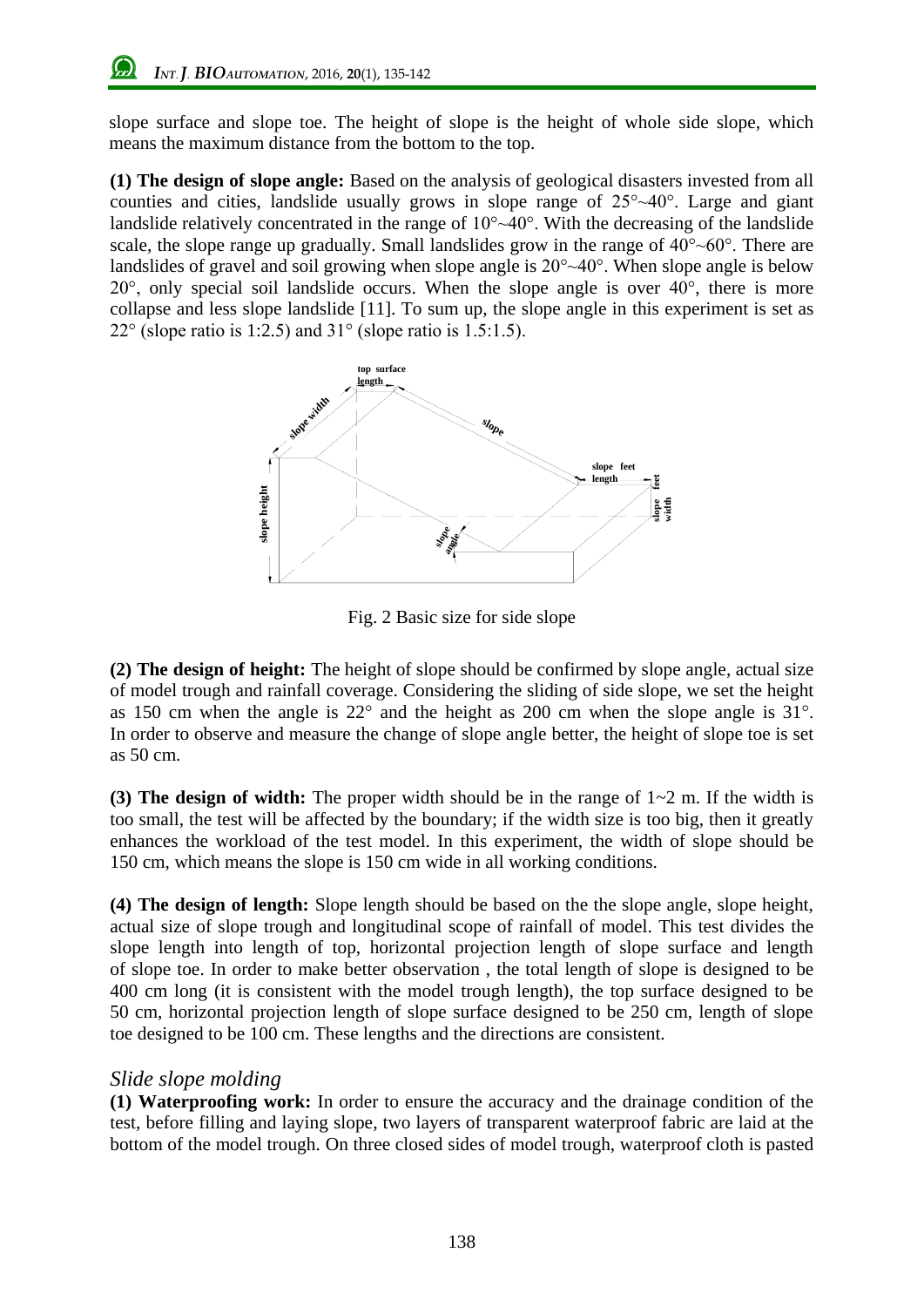slope surface and slope toe. The height of slope is the height of whole side slope, which means the maximum distance from the bottom to the top.

**(1) The design of slope angle:** Based on the analysis of geological disasters invested from all counties and cities, landslide usually grows in slope range of 25°~40°. Large and giant landslide relatively concentrated in the range of 10°~40°. With the decreasing of the landslide scale, the slope range up gradually. Small landslides grow in the range of 40°~60°. There are landslides of gravel and soil growing when slope angle is 20°~40°. When slope angle is below 20°, only special soil landslide occurs. When the slope angle is over 40°, there is more collapse and less slope landslide [11]. To sum up, the slope angle in this experiment is set as 22° (slope ratio is 1:2.5) and 31° (slope ratio is 1.5:1.5).

Fig. 2 Basic size for side slope

**(2) The design of height:** The height of slope should be confirmed by slope angle, actual size of model trough and rainfall coverage. Considering the sliding of side slope, we set the height as 150 cm when the angle is 22° and the height as 200 cm when the slope angle is 31°. In order to observe and measure the change of slope angle better, the height of slope toe is set as 50 cm.

**(3) The design of width:** The proper width should be in the range of 1~2 m. If the width is too small, the test will be affected by the boundary; if the width size is too big, then it greatly enhances the workload of the test model. In this experiment, the width of slope should be 150 cm, which means the slope is 150 cm wide in all working conditions.

**(4) The design of length:** Slope length should be based on the the slope angle, slope height, actual size of slope trough and longitudinal scope of rainfall of model. This test divides the slope length into length of top, horizontal projection length of slope surface and length of slope toe. In order to make better observation , the total length of slope is designed to be 400 cm long (it is consistent with the model trough length), the top surface designed to be 50 cm, horizontal projection length of slope surface designed to be 250 cm, length of slope toe designed to be 100 cm. These lengths and the directions are consistent.

### *Slide slope molding*

**(1) Waterproofing work:** In order to ensure the accuracy and the drainage condition of the test, before filling and laying slope, two layers of transparent waterproof fabric are laid at the bottom of the model trough. On three closed sides of model trough, waterproof cloth is pasted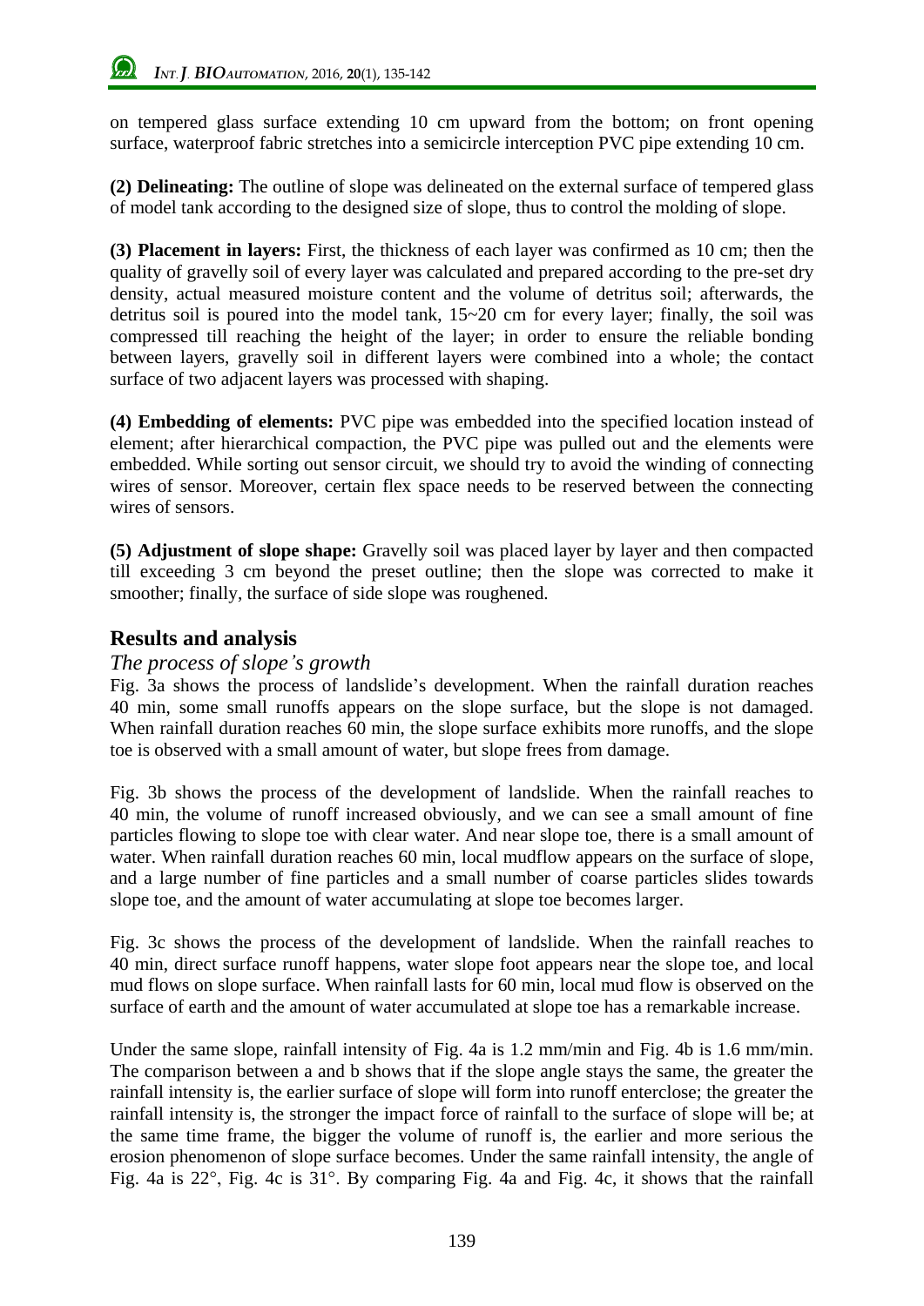on tempered glass surface extending 10 cm upward from the bottom; on front opening surface, waterproof fabric stretches into a semicircle interception PVC pipe extending 10 cm.

**(2) Delineating:** The outline of slope was delineated on the external surface of tempered glass of model tank according to the designed size of slope, thus to control the molding of slope.

**(3) Placement in layers:** First, the thickness of each layer was confirmed as 10 cm; then the quality of gravelly soil of every layer was calculated and prepared according to the pre-set dry density, actual measured moisture content and the volume of detritus soil; afterwards, the detritus soil is poured into the model tank, 15~20 cm for every layer; finally, the soil was compressed till reaching the height of the layer; in order to ensure the reliable bonding between layers, gravelly soil in different layers were combined into a whole; the contact surface of two adjacent layers was processed with shaping.

**(4) Embedding of elements:** PVC pipe was embedded into the specified location instead of element; after hierarchical compaction, the PVC pipe was pulled out and the elements were embedded. While sorting out sensor circuit, we should try to avoid the winding of connecting wires of sensor. Moreover, certain flex space needs to be reserved between the connecting wires of sensors.

**(5) Adjustment of slope shape:** Gravelly soil was placed layer by layer and then compacted till exceeding 3 cm beyond the preset outline; then the slope was corrected to make it smoother; finally, the surface of side slope was roughened.

## Results and analysis

### *The process of slope's growth*

Fig. 3a shows the process of landslide's development. When the rainfall duration reaches 40 min, some small runoffs appears on the slope surface, but the slope is not damaged. When rainfall duration reaches 60 min, the slope surface exhibits more runoffs, and the slope toe is observed with a small amount of water, but slope frees from damage.

Fig. 3b shows the process of the development of landslide. When the rainfall reaches to 40 min, the volume of runoff increased obviously, and we can see a small amount of fine particles flowing to slope toe with clear water. And near slope toe, there is a small amount of water. When rainfall duration reaches 60 min, local mudflow appears on the surface of slope, and a large number of fine particles and a small number of coarse particles slides towards slope toe, and the amount of water accumulating at slope toe becomes larger.

Fig. 3c shows the process of the development of landslide. When the rainfall reaches to 40 min, direct surface runoff happens, water slope foot appears near the slope toe, and local mud flows on slope surface. When rainfall lasts for 60 min, local mud flow is observed on the surface of earth and the amount of water accumulated at slope toe has a remarkable increase.

Under the same slope, rainfall intensity of Fig. 4a is 1.2 mm/min and Fig. 4b is 1.6 mm/min. The comparison between a and b shows that if the slope angle stays the same, the greater the rainfall intensity is, the earlier surface of slope will form into runoff enterclose; the greater the rainfall intensity is, the stronger the impact force of rainfall to the surface of slope will be; at the same time frame, the bigger the volume of runoff is, the earlier and more serious the erosion phenomenon of slope surface becomes. Under the same rainfall intensity, the angle of Fig. 4a is 22°, Fig. 4c is 31°. By comparing Fig. 4a and Fig. 4c, it shows that the rainfall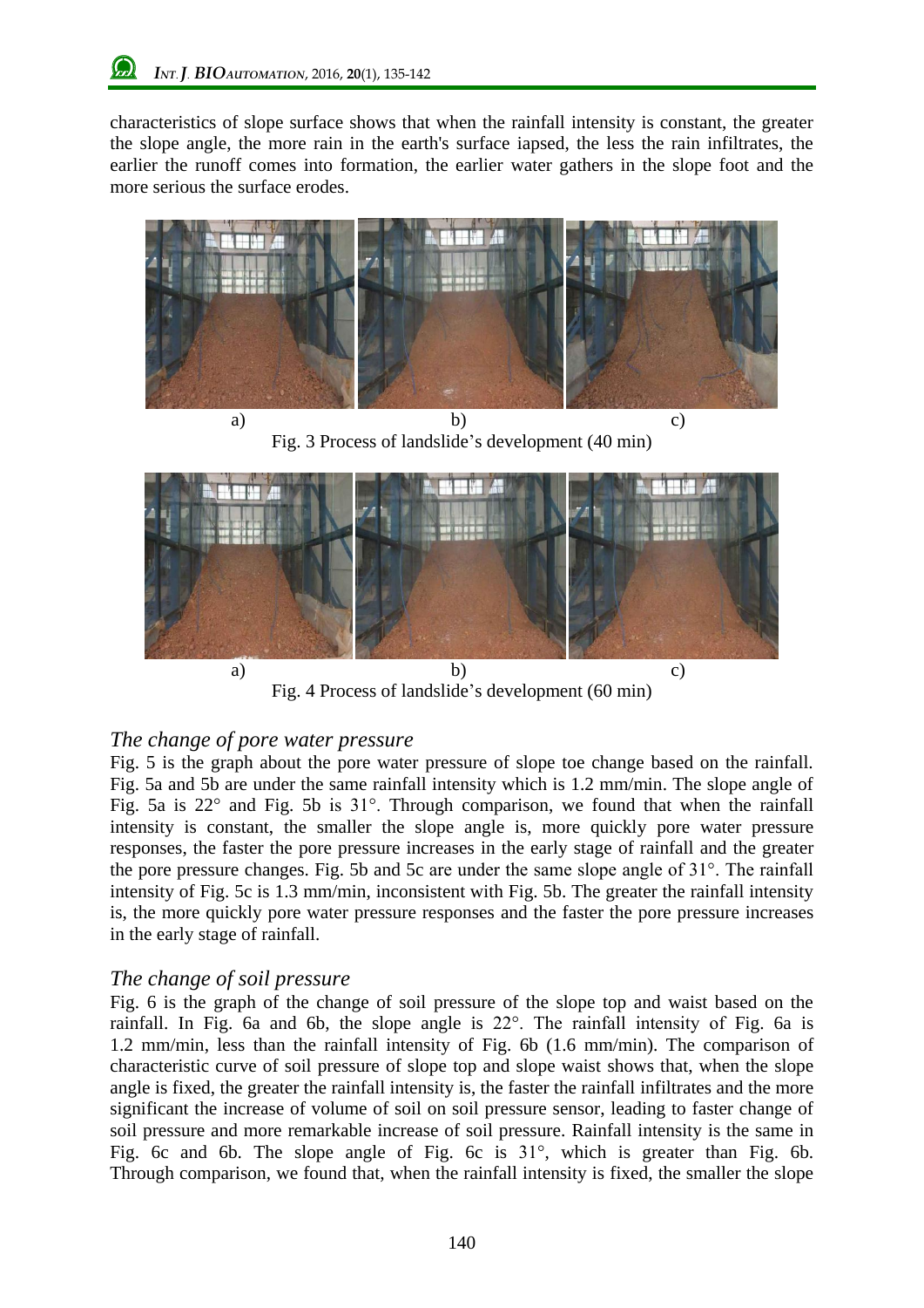characteristics of slope surface shows that when the rainfall intensity is constant, the greater the slope angle, the more rain in the earth's surface iapsed, the less the rain infiltrates, the earlier the runoff comes into formation, the earlier water gathers in the slope foot and the more serious the surface erodes.

a) b) c)

Fig. 3 Process of landslide's development (40 min)

a) b) c)

Fig. 4 Process of landslide's development (60 min)

### *The change of pore water pressure*

Fig. 5 is the graph about the pore water pressure of slope toe change based on the rainfall. Fig. 5a and 5b are under the same rainfall intensity which is 1.2 mm/min. The slope angle of Fig. 5a is 22° and Fig. 5b is 31°. Through comparison, we found that when the rainfall intensity is constant, the smaller the slope angle is, more quickly pore water pressure responses, the faster the pore pressure increases in the early stage of rainfall and the greater the pore pressure changes. Fig. 5b and 5c are under the same slope angle of 31°. The rainfall intensity of Fig. 5c is 1.3 mm/min, inconsistent with Fig. 5b. The greater the rainfall intensity is, the more quickly pore water pressure responses and the faster the pore pressure increases in the early stage of rainfall.

### *The change of soil pressure*

Fig. 6 is the graph of the change of soil pressure of the slope top and waist based on the rainfall. In Fig. 6a and 6b, the slope angle is 22°. The rainfall intensity of Fig. 6a is 1.2 mm/min, less than the rainfall intensity of Fig. 6b (1.6 mm/min). The comparison of characteristic curve of soil pressure of slope top and slope waist shows that, when the slope angle is fixed, the greater the rainfall intensity is, the faster the rainfall infiltrates and the more significant the increase of volume of soil on soil pressure sensor, leading to faster change of soil pressure and more remarkable increase of soil pressure. Rainfall intensity is the same in Fig. 6c and 6b. The slope angle of Fig. 6c is 31°, which is greater than Fig. 6b. Through comparison, we found that, when the rainfall intensity is fixed, the smaller the slope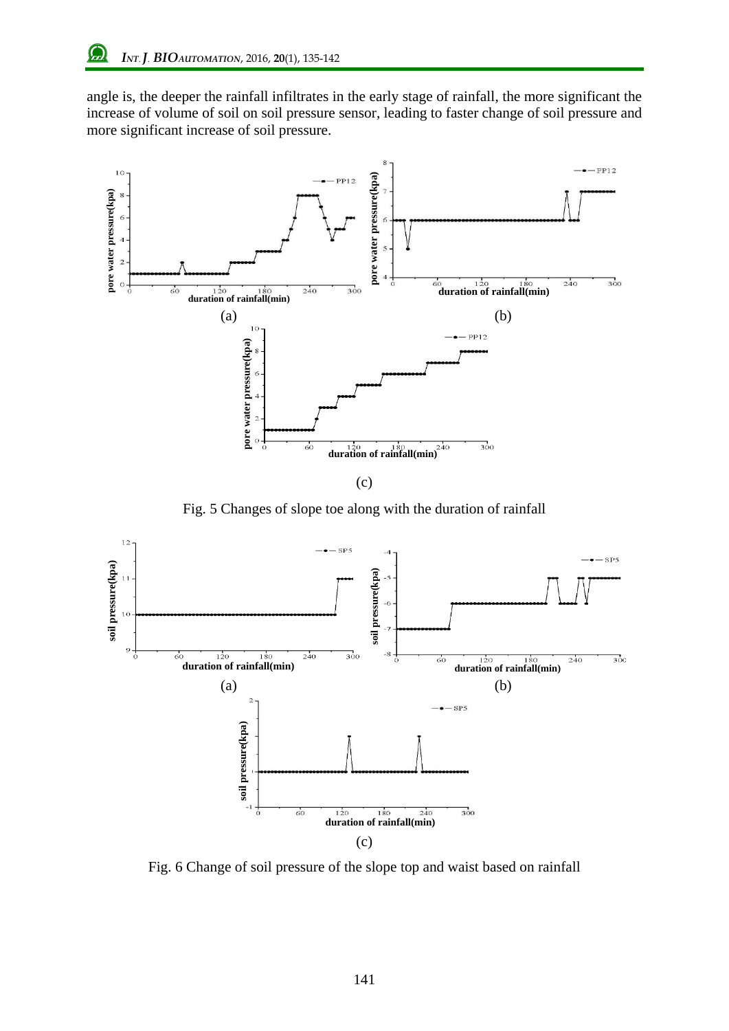angle is, the deeper the rainfall infiltrates in the early stage of rainfall, the more significant the increase of volume of soil on soil pressure sensor, leading to faster change of soil pressure and more significant increase of soil pressure.

(a) (b)

(c)

Fig. 5 Changes of slope toe along with the duration of rainfall

(a) (b)

(c)

Fig. 6 Change of soil pressure of the slope top and waist based on rainfall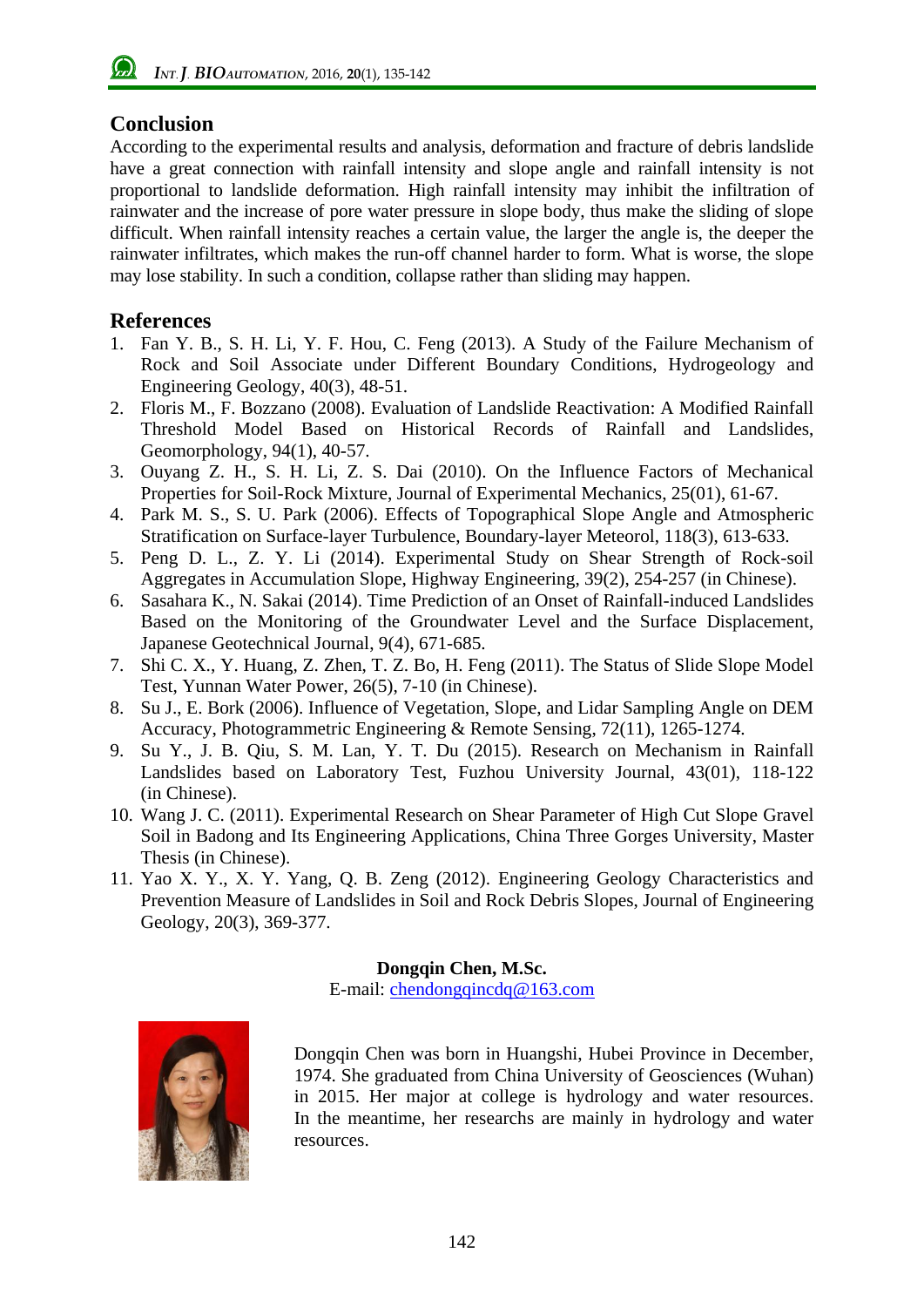## Conclusion

According to the experimental results and analysis, deformation and fracture of debris landslide have a great connection with rainfall intensity and slope angle and rainfall intensity is not proportional to landslide deformation. High rainfall intensity may inhibit the infiltration of rainwater and the increase of pore water pressure in slope body, thus make the sliding of slope difficult. When rainfall intensity reaches a certain value, the larger the angle is, the deeper the rainwater infiltrates, which makes the run-off channel harder to form. What is worse, the slope may lose stability. In such a condition, collapse rather than sliding may happen.

## References

1. Fan Y. B., S. H. Li, Y. F. Hou, C. Feng (2013). A Study of the Failure Mechanism of Rock and Soil Associate under Different Boundary Conditions, Hydrogeology and Engineering Geology, 40(3), 48-51.
2. Floris M., F. Bozzano (2008). Evaluation of Landslide Reactivation: A Modified Rainfall Threshold Model Based on Historical Records of Rainfall and Landslides, Geomorphology, 94(1), 40-57.
3. Ouyang Z. H., S. H. Li, Z. S. Dai (2010). On the Influence Factors of Mechanical Properties for Soil-Rock Mixture, Journal of Experimental Mechanics, 25(01), 61-67.
4. Park M. S., S. U. Park (2006). Effects of Topographical Slope Angle and Atmospheric Stratification on Surface-layer Turbulence, Boundary-layer Meteorol, 118(3), 613-633.
5. Peng D. L., Z. Y. Li (2014). Experimental Study on Shear Strength of Rock-soil Aggregates in Accumulation Slope, Highway Engineering, 39(2), 254-257 (in Chinese).
6. Sasahara K., N. Sakai (2014). Time Prediction of an Onset of Rainfall-induced Landslides Based on the Monitoring of the Groundwater Level and the Surface Displacement, Japanese Geotechnical Journal, 9(4), 671-685.
7. Shi C. X., Y. Huang, Z. Zhen, T. Z. Bo, H. Feng (2011). The Status of Slide Slope Model Test, Yunnan Water Power, 26(5), 7-10 (in Chinese).
8. Su J., E. Bork (2006). Influence of Vegetation, Slope, and Lidar Sampling Angle on DEM Accuracy, Photogrammetric Engineering & Remote Sensing, 72(11), 1265-1274.
9. Su Y., J. B. Qiu, S. M. Lan, Y. T. Du (2015). Research on Mechanism in Rainfall Landslides based on Laboratory Test, Fuzhou University Journal, 43(01), 118-122 (in Chinese).
10. Wang J. C. (2011). Experimental Research on Shear Parameter of High Cut Slope Gravel Soil in Badong and Its Engineering Applications, China Three Gorges University, Master Thesis (in Chinese).
11. Yao X. Y., X. Y. Yang, Q. B. Zeng (2012). Engineering Geology Characteristics and Prevention Measure of Landslides in Soil and Rock Debris Slopes, Journal of Engineering Geology, 20(3), 369-377.

**Dongqin Chen, M.Sc.**
E-mail: chendongqincdq@163.com

Dongqin Chen was born in Huangshi, Hubei Province in December, 1974. She graduated from China University of Geosciences (Wuhan) in 2015. Her major at college is hydrology and water resources. In the meantime, her researches are mainly in hydrology and water resources.